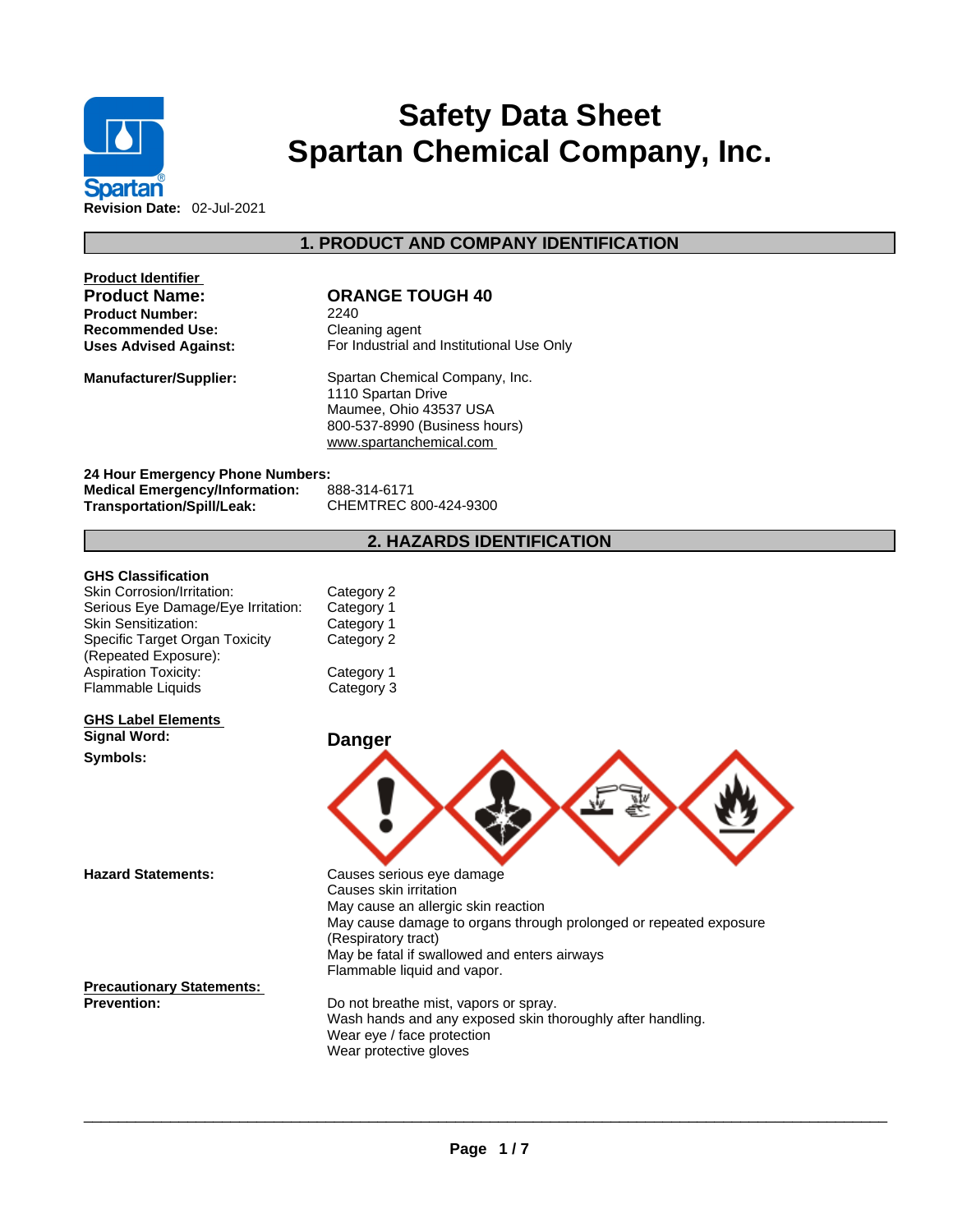# Safety Data Sheet
# Spartan Chemical Company, Inc.

**Revision Date:** 02-Jul-2021

## 1. PRODUCT AND COMPANY IDENTIFICATION

**Product Identifier**

| | |
|---|---|
| **Product Name:** | **ORANGE TOUGH 40** |
| **Product Number:** | 2240 |
| **Recommended Use:** | Cleaning agent |
| **Uses Advised Against:** | For Industrial and Institutional Use Only |
| **Manufacturer/Supplier:** | Spartan Chemical Company, Inc.<br>1110 Spartan Drive<br>Maumee, Ohio 43537 USA<br>800-537-8990 (Business hours)<br>www.spartanchemical.com |

**24 Hour Emergency Phone Numbers:**

| | |
|---|---|
| **Medical Emergency/Information:** | 888-314-6171 |
| **Transportation/Spill/Leak:** | CHEMTREC 800-424-9300 |

## 2. HAZARDS IDENTIFICATION

**GHS Classification**

| | |
|---|---|
| Skin Corrosion/Irritation: | Category 2 |
| Serious Eye Damage/Eye Irritation: | Category 1 |
| Skin Sensitization: | Category 1 |
| Specific Target Organ Toxicity (Repeated Exposure): | Category 2 |
| Aspiration Toxicity: | Category 1 |
| Flammable Liquids | Category 3 |

**GHS Label Elements**

**Signal Word:** **Danger**

**Symbols:**

**Hazard Statements:**

Causes serious eye damage
Causes skin irritation
May cause an allergic skin reaction
May cause damage to organs through prolonged or repeated exposure (Respiratory tract)
May be fatal if swallowed and enters airways
Flammable liquid and vapor.

**Precautionary Statements:**

**Prevention:**

Do not breathe mist, vapors or spray.
Wash hands and any exposed skin thoroughly after handling.
Wear eye / face protection
Wear protective gloves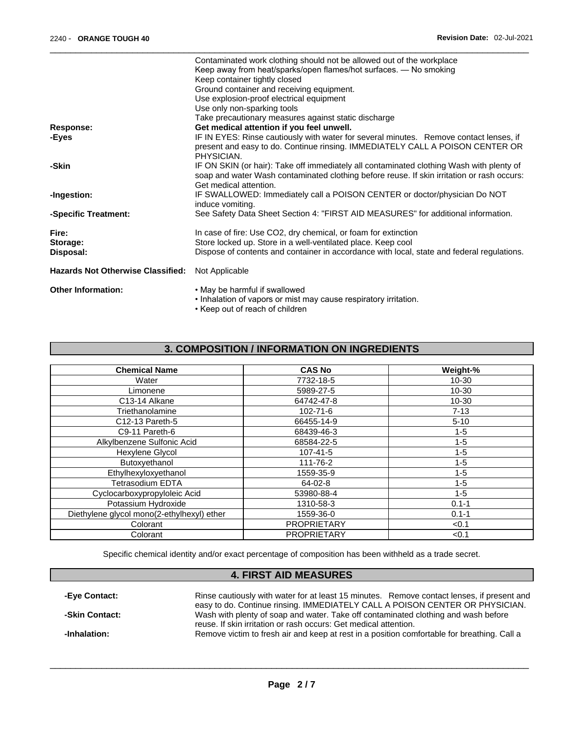Contaminated work clothing should not be allowed out of the workplace
Keep away from heat/sparks/open flames/hot surfaces. — No smoking
Keep container tightly closed
Ground container and receiving equipment.
Use explosion-proof electrical equipment
Use only non-sparking tools
Take precautionary measures against static discharge

**Response:** **Get medical attention if you feel unwell.**

**-Eyes** IF IN EYES: Rinse cautiously with water for several minutes. Remove contact lenses, if present and easy to do. Continue rinsing. IMMEDIATELY CALL A POISON CENTER OR PHYSICIAN.

**-Skin** IF ON SKIN (or hair): Take off immediately all contaminated clothing Wash with plenty of soap and water Wash contaminated clothing before reuse. If skin irritation or rash occurs: Get medical attention.

**-Ingestion:** IF SWALLOWED: Immediately call a POISON CENTER or doctor/physician Do NOT induce vomiting.

**-Specific Treatment:** See Safety Data Sheet Section 4: "FIRST AID MEASURES" for additional information.

**Fire:** In case of fire: Use CO2, dry chemical, or foam for extinction

**Storage:** Store locked up. Store in a well-ventilated place. Keep cool

**Disposal:** Dispose of contents and container in accordance with local, state and federal regulations.

**Hazards Not Otherwise Classified:** Not Applicable

**Other Information:**
- May be harmful if swallowed
- Inhalation of vapors or mist may cause respiratory irritation.
- Keep out of reach of children

## 3. COMPOSITION / INFORMATION ON INGREDIENTS

| Chemical Name | CAS No | Weight-% |
|---|---|---|
| Water | 7732-18-5 | 10-30 |
| Limonene | 5989-27-5 | 10-30 |
| C13-14 Alkane | 64742-47-8 | 10-30 |
| Triethanolamine | 102-71-6 | 7-13 |
| C12-13 Pareth-5 | 66455-14-9 | 5-10 |
| C9-11 Pareth-6 | 68439-46-3 | 1-5 |
| Alkylbenzene Sulfonic Acid | 68584-22-5 | 1-5 |
| Hexylene Glycol | 107-41-5 | 1-5 |
| Butoxyethanol | 111-76-2 | 1-5 |
| Ethylhexyloxyethanol | 1559-35-9 | 1-5 |
| Tetrasodium EDTA | 64-02-8 | 1-5 |
| Cyclocarboxypropyloleic Acid | 53980-88-4 | 1-5 |
| Potassium Hydroxide | 1310-58-3 | 0.1-1 |
| Diethylene glycol mono(2-ethylhexyl) ether | 1559-36-0 | 0.1-1 |
| Colorant | PROPRIETARY | <0.1 |
| Colorant | PROPRIETARY | <0.1 |

Specific chemical identity and/or exact percentage of composition has been withheld as a trade secret.

## 4. FIRST AID MEASURES

**-Eye Contact:** Rinse cautiously with water for at least 15 minutes. Remove contact lenses, if present and easy to do. Continue rinsing. IMMEDIATELY CALL A POISON CENTER OR PHYSICIAN.

**-Skin Contact:** Wash with plenty of soap and water. Take off contaminated clothing and wash before reuse. If skin irritation or rash occurs: Get medical attention.

**-Inhalation:** Remove victim to fresh air and keep at rest in a position comfortable for breathing. Call a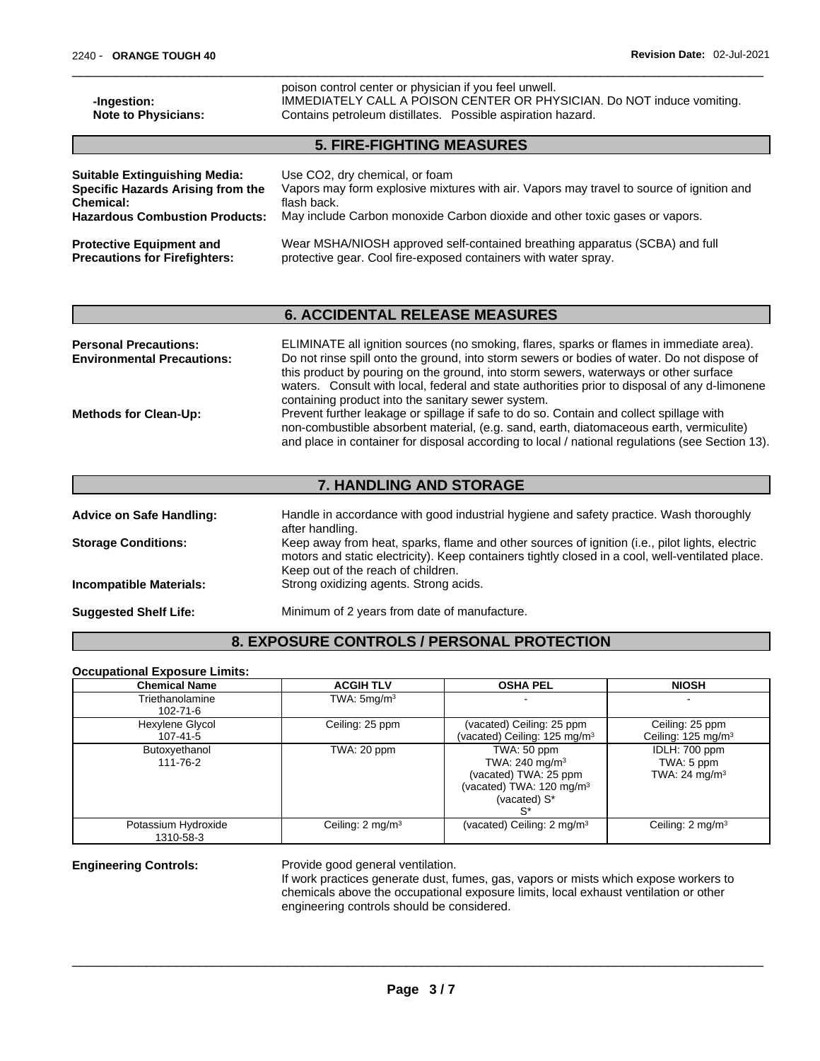poison control center or physician if you feel unwell.

**-Ingestion:** IMMEDIATELY CALL A POISON CENTER OR PHYSICIAN. Do NOT induce vomiting.

**Note to Physicians:** Contains petroleum distillates. Possible aspiration hazard.

## 5. FIRE-FIGHTING MEASURES

**Suitable Extinguishing Media:** Use CO2, dry chemical, or foam

**Specific Hazards Arising from the Chemical:** Vapors may form explosive mixtures with air. Vapors may travel to source of ignition and flash back.

**Hazardous Combustion Products:** May include Carbon monoxide Carbon dioxide and other toxic gases or vapors.

**Protective Equipment and Precautions for Firefighters:** Wear MSHA/NIOSH approved self-contained breathing apparatus (SCBA) and full protective gear. Cool fire-exposed containers with water spray.

## 6. ACCIDENTAL RELEASE MEASURES

**Personal Precautions:** ELIMINATE all ignition sources (no smoking, flares, sparks or flames in immediate area).

**Environmental Precautions:** Do not rinse spill onto the ground, into storm sewers or bodies of water. Do not dispose of this product by pouring on the ground, into storm sewers, waterways or other surface waters. Consult with local, federal and state authorities prior to disposal of any d-limonene containing product into the sanitary sewer system.

**Methods for Clean-Up:** Prevent further leakage or spillage if safe to do so. Contain and collect spillage with non-combustible absorbent material, (e.g. sand, earth, diatomaceous earth, vermiculite) and place in container for disposal according to local / national regulations (see Section 13).

## 7. HANDLING AND STORAGE

**Advice on Safe Handling:** Handle in accordance with good industrial hygiene and safety practice. Wash thoroughly after handling.

**Storage Conditions:** Keep away from heat, sparks, flame and other sources of ignition (i.e., pilot lights, electric motors and static electricity). Keep containers tightly closed in a cool, well-ventilated place. Keep out of the reach of children.

**Incompatible Materials:** Strong oxidizing agents. Strong acids.

**Suggested Shelf Life:** Minimum of 2 years from date of manufacture.

## 8. EXPOSURE CONTROLS / PERSONAL PROTECTION

**Occupational Exposure Limits:**

| Chemical Name | ACGIH TLV | OSHA PEL | NIOSH |
|---|---|---|---|
| Triethanolamine 102-71-6 | TWA: 5mg/m³ | - | - |
| Hexylene Glycol 107-41-5 | Ceiling: 25 ppm | (vacated) Ceiling: 25 ppm (vacated) Ceiling: 125 mg/m³ | Ceiling: 25 ppm Ceiling: 125 mg/m³ |
| Butoxyethanol 111-76-2 | TWA: 20 ppm | TWA: 50 ppm TWA: 240 mg/m³ (vacated) TWA: 25 ppm (vacated) TWA: 120 mg/m³ (vacated) S* S* | IDLH: 700 ppm TWA: 5 ppm TWA: 24 mg/m³ |
| Potassium Hydroxide 1310-58-3 | Ceiling: 2 mg/m³ | (vacated) Ceiling: 2 mg/m³ | Ceiling: 2 mg/m³ |

**Engineering Controls:** Provide good general ventilation.
If work practices generate dust, fumes, gas, vapors or mists which expose workers to chemicals above the occupational exposure limits, local exhaust ventilation or other engineering controls should be considered.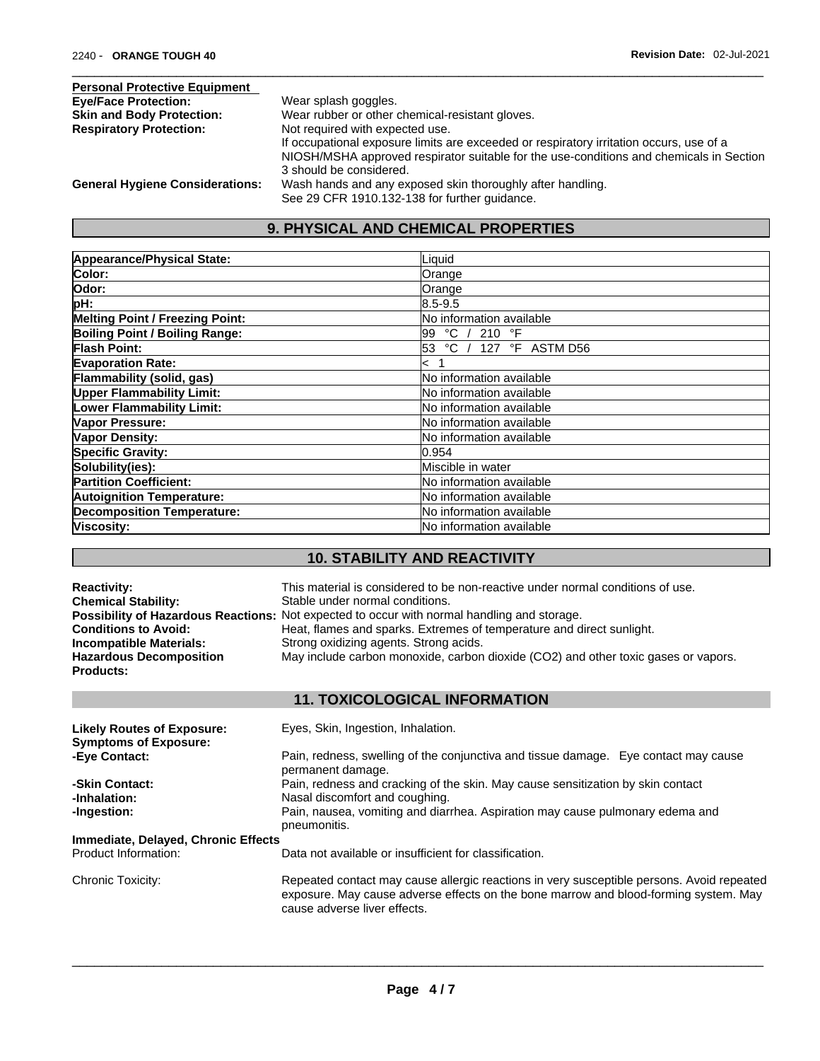**Personal Protective Equipment**

**Eye/Face Protection:** Wear splash goggles.

**Skin and Body Protection:** Wear rubber or other chemical-resistant gloves.

**Respiratory Protection:** Not required with expected use.
If occupational exposure limits are exceeded or respiratory irritation occurs, use of a NIOSH/MSHA approved respirator suitable for the use-conditions and chemicals in Section 3 should be considered.

**General Hygiene Considerations:** Wash hands and any exposed skin thoroughly after handling.
See 29 CFR 1910.132-138 for further guidance.

## 9. PHYSICAL AND CHEMICAL PROPERTIES

| Property | Value |
|---|---|
| **Appearance/Physical State:** | Liquid |
| **Color:** | Orange |
| **Odor:** | Orange |
| **pH:** | 8.5-9.5 |
| **Melting Point / Freezing Point:** | No information available |
| **Boiling Point / Boiling Range:** | 99 °C / 210 °F |
| **Flash Point:** | 53 °C / 127 °F ASTM D56 |
| **Evaporation Rate:** | < 1 |
| **Flammability (solid, gas)** | No information available |
| **Upper Flammability Limit:** | No information available |
| **Lower Flammability Limit:** | No information available |
| **Vapor Pressure:** | No information available |
| **Vapor Density:** | No information available |
| **Specific Gravity:** | 0.954 |
| **Solubility(ies):** | Miscible in water |
| **Partition Coefficient:** | No information available |
| **Autoignition Temperature:** | No information available |
| **Decomposition Temperature:** | No information available |
| **Viscosity:** | No information available |

## 10. STABILITY AND REACTIVITY

**Reactivity:** This material is considered to be non-reactive under normal conditions of use.

**Chemical Stability:** Stable under normal conditions.

**Possibility of Hazardous Reactions:** Not expected to occur with normal handling and storage.

**Conditions to Avoid:** Heat, flames and sparks. Extremes of temperature and direct sunlight.

**Incompatible Materials:** Strong oxidizing agents. Strong acids.

**Hazardous Decomposition Products:** May include carbon monoxide, carbon dioxide ($CO_2$) and other toxic gases or vapors.

## 11. TOXICOLOGICAL INFORMATION

**Likely Routes of Exposure:** Eyes, Skin, Ingestion, Inhalation.

**Symptoms of Exposure:**

**-Eye Contact:** Pain, redness, swelling of the conjunctiva and tissue damage. Eye contact may cause permanent damage.

**-Skin Contact:** Pain, redness and cracking of the skin. May cause sensitization by skin contact

**-Inhalation:** Nasal discomfort and coughing.

**-Ingestion:** Pain, nausea, vomiting and diarrhea. Aspiration may cause pulmonary edema and pneumonitis.

**Immediate, Delayed, Chronic Effects**

Product Information: Data not available or insufficient for classification.

Chronic Toxicity: Repeated contact may cause allergic reactions in very susceptible persons. Avoid repeated exposure. May cause adverse effects on the bone marrow and blood-forming system. May cause adverse liver effects.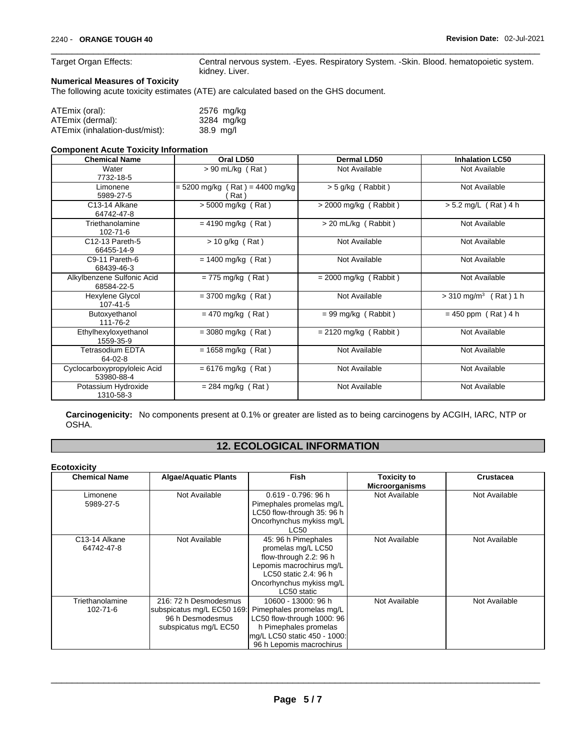Target Organ Effects: Central nervous system. -Eyes. Respiratory System. -Skin. Blood. hematopoietic system. kidney. Liver.

**Numerical Measures of Toxicity**

The following acute toxicity estimates (ATE) are calculated based on the GHS document.

| | |
|---|---|
| ATEmix (oral): | 2576 mg/kg |
| ATEmix (dermal): | 3284 mg/kg |
| ATEmix (inhalation-dust/mist): | 38.9 mg/l |

**Component Acute Toxicity Information**

| Chemical Name | Oral LD50 | Dermal LD50 | Inhalation LC50 |
|---|---|---|---|
| Water 7732-18-5 | > 90 mL/kg ( Rat ) | Not Available | Not Available |
| Limonene 5989-27-5 | = 5200 mg/kg ( Rat ) = 4400 mg/kg ( Rat ) | > 5 g/kg ( Rabbit ) | Not Available |
| C13-14 Alkane 64742-47-8 | > 5000 mg/kg ( Rat ) | > 2000 mg/kg ( Rabbit ) | > 5.2 mg/L ( Rat ) 4 h |
| Triethanolamine 102-71-6 | = 4190 mg/kg ( Rat ) | > 20 mL/kg ( Rabbit ) | Not Available |
| C12-13 Pareth-5 66455-14-9 | > 10 g/kg ( Rat ) | Not Available | Not Available |
| C9-11 Pareth-6 68439-46-3 | = 1400 mg/kg ( Rat ) | Not Available | Not Available |
| Alkylbenzene Sulfonic Acid 68584-22-5 | = 775 mg/kg ( Rat ) | = 2000 mg/kg ( Rabbit ) | Not Available |
| Hexylene Glycol 107-41-5 | = 3700 mg/kg ( Rat ) | Not Available | > 310 mg/m$^3$ ( Rat ) 1 h |
| Butoxyethanol 111-76-2 | = 470 mg/kg ( Rat ) | = 99 mg/kg ( Rabbit ) | = 450 ppm ( Rat ) 4 h |
| Ethylhexyloxyethanol 1559-35-9 | = 3080 mg/kg ( Rat ) | = 2120 mg/kg ( Rabbit ) | Not Available |
| Tetrasodium EDTA 64-02-8 | = 1658 mg/kg ( Rat ) | Not Available | Not Available |
| Cyclocarboxypropyloleic Acid 53980-88-4 | = 6176 mg/kg ( Rat ) | Not Available | Not Available |
| Potassium Hydroxide 1310-58-3 | = 284 mg/kg ( Rat ) | Not Available | Not Available |

**Carcinogenicity:** No components present at 0.1% or greater are listed as to being carcinogens by ACGIH, IARC, NTP or OSHA.

## 12. ECOLOGICAL INFORMATION

**Ecotoxicity**

| Chemical Name | Algae/Aquatic Plants | Fish | Toxicity to Microorganisms | Crustacea |
|---|---|---|---|---|
| Limonene 5989-27-5 | Not Available | 0.619 - 0.796: 96 h Pimephales promelas mg/L LC50 flow-through 35: 96 h Oncorhynchus mykiss mg/L LC50 | Not Available | Not Available |
| C13-14 Alkane 64742-47-8 | Not Available | 45: 96 h Pimephales promelas mg/L LC50 flow-through 2.2: 96 h Lepomis macrochirus mg/L LC50 static 2.4: 96 h Oncorhynchus mykiss mg/L LC50 static | Not Available | Not Available |
| Triethanolamine 102-71-6 | 216: 72 h Desmodesmus subspicatus mg/L EC50 169: 96 h Desmodesmus subspicatus mg/L EC50 | 10600 - 13000: 96 h Pimephales promelas mg/L LC50 flow-through 1000: 96 h Pimephales promelas mg/L LC50 static 450 - 1000: 96 h Lepomis macrochirus | Not Available | Not Available |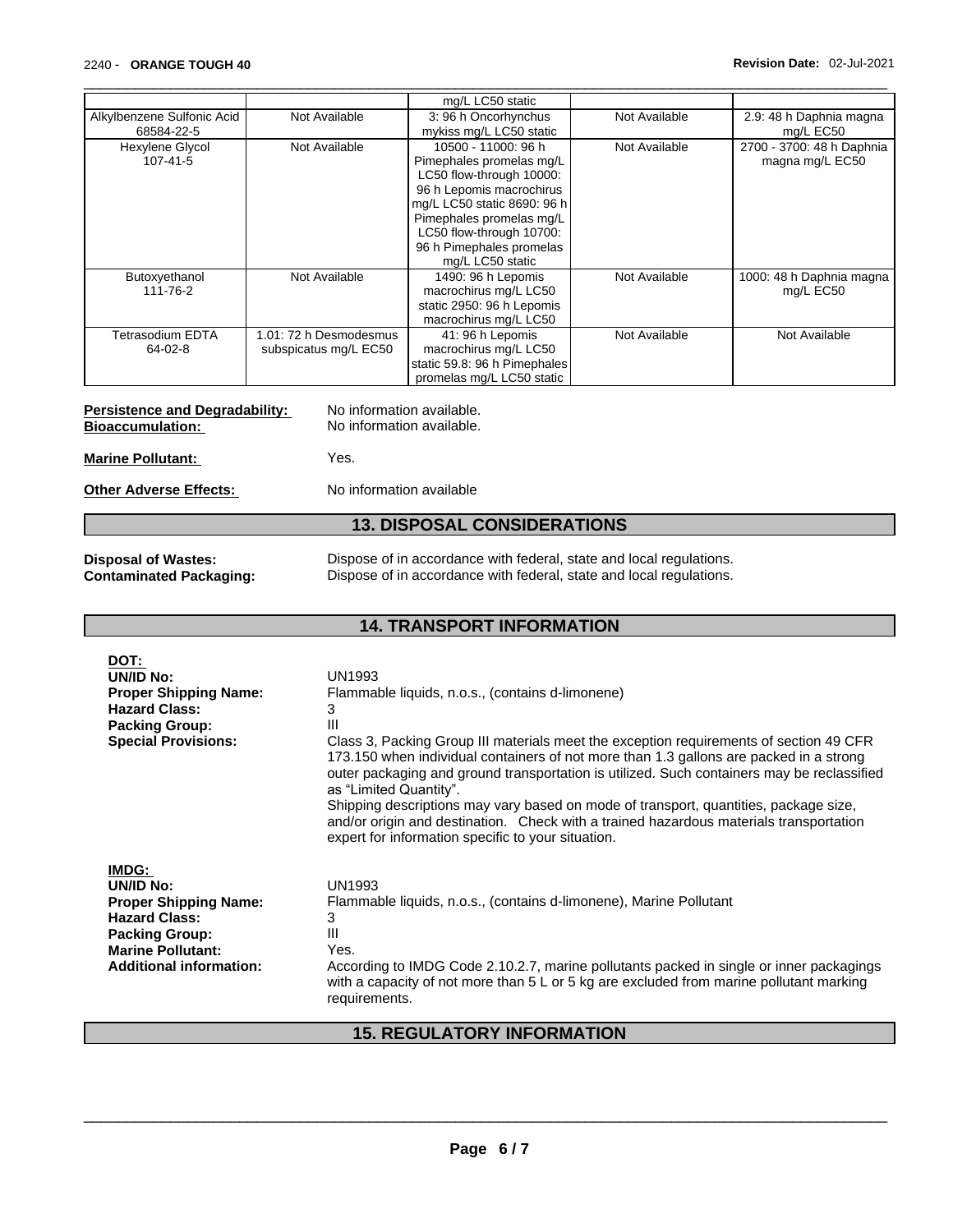| | | mg/L LC50 static | | |
|---|---|---|---|---|
| Alkylbenzene Sulfonic Acid 68584-22-5 | Not Available | 3: 96 h Oncorhynchus mykiss mg/L LC50 static | Not Available | 2.9: 48 h Daphnia magna mg/L EC50 |
| Hexylene Glycol 107-41-5 | Not Available | 10500 - 11000: 96 h Pimephales promelas mg/L LC50 flow-through 10000: 96 h Lepomis macrochirus mg/L LC50 static 8690: 96 h Pimephales promelas mg/L LC50 flow-through 10700: 96 h Pimephales promelas mg/L LC50 static | Not Available | 2700 - 3700: 48 h Daphnia magna mg/L EC50 |
| Butoxyethanol 111-76-2 | Not Available | 1490: 96 h Lepomis macrochirus mg/L LC50 static 2950: 96 h Lepomis macrochirus mg/L LC50 | Not Available | 1000: 48 h Daphnia magna mg/L EC50 |
| Tetrasodium EDTA 64-02-8 | 1.01: 72 h Desmodesmus subspicatus mg/L EC50 | 41: 96 h Lepomis macrochirus mg/L LC50 static 59.8: 96 h Pimephales promelas mg/L LC50 static | Not Available | Not Available |

**Persistence and Degradability:** No information available.
**Bioaccumulation:** No information available.

**Marine Pollutant:** Yes.

**Other Adverse Effects:** No information available

## 13. DISPOSAL CONSIDERATIONS

**Disposal of Wastes:** Dispose of in accordance with federal, state and local regulations.
**Contaminated Packaging:** Dispose of in accordance with federal, state and local regulations.

## 14. TRANSPORT INFORMATION

**DOT:**
**UN/ID No:** UN1993
**Proper Shipping Name:** Flammable liquids, n.o.s., (contains d-limonene)
**Hazard Class:** 3
**Packing Group:** III
**Special Provisions:** Class 3, Packing Group III materials meet the exception requirements of section 49 CFR 173.150 when individual containers of not more than 1.3 gallons are packed in a strong outer packaging and ground transportation is utilized. Such containers may be reclassified as "Limited Quantity".
Shipping descriptions may vary based on mode of transport, quantities, package size, and/or origin and destination. Check with a trained hazardous materials transportation expert for information specific to your situation.

**IMDG:**
**UN/ID No:** UN1993
**Proper Shipping Name:** Flammable liquids, n.o.s., (contains d-limonene), Marine Pollutant
**Hazard Class:** 3
**Packing Group:** III
**Marine Pollutant:** Yes.
**Additional information:** According to IMDG Code 2.10.2.7, marine pollutants packed in single or inner packagings with a capacity of not more than 5 L or 5 kg are excluded from marine pollutant marking requirements.

## 15. REGULATORY INFORMATION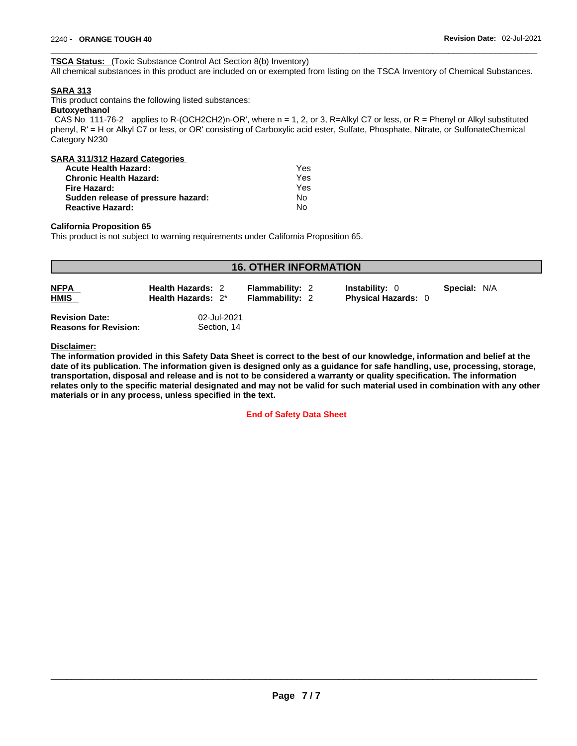**TSCA Status:** (Toxic Substance Control Act Section 8(b) Inventory)
All chemical substances in this product are included on or exempted from listing on the TSCA Inventory of Chemical Substances.

**SARA 313**
This product contains the following listed substances:
**Butoxyethanol**
CAS No 111-76-2 applies to R-(OCH2CH2)n-OR', where n = 1, 2, or 3, R=Alkyl C7 or less, or R = Phenyl or Alkyl substituted phenyl, R' = H or Alkyl C7 or less, or OR' consisting of Carboxylic acid ester, Sulfate, Phosphate, Nitrate, or SulfonateChemical Category N230

**SARA 311/312 Hazard Categories**

| | |
|---|---|
| **Acute Health Hazard:** | Yes |
| **Chronic Health Hazard:** | Yes |
| **Fire Hazard:** | Yes |
| **Sudden release of pressure hazard:** | No |
| **Reactive Hazard:** | No |

**California Proposition 65**
This product is not subject to warning requirements under California Proposition 65.

## 16. OTHER INFORMATION

| | | | | |
|---|---|---|---|---|
| **NFPA** | **Health Hazards:** 2 | **Flammability:** 2 | **Instability:** 0 | **Special:** N/A |
| **HMIS** | **Health Hazards:** 2* | **Flammability:** 2 | **Physical Hazards:** 0 | |

**Revision Date:** 02-Jul-2021
**Reasons for Revision:** Section, 14

**Disclaimer:**
**The information provided in this Safety Data Sheet is correct to the best of our knowledge, information and belief at the date of its publication. The information given is designed only as a guidance for safe handling, use, processing, storage, transportation, disposal and release and is not to be considered a warranty or quality specification. The information relates only to the specific material designated and may not be valid for such material used in combination with any other materials or in any process, unless specified in the text.**

**End of Safety Data Sheet**